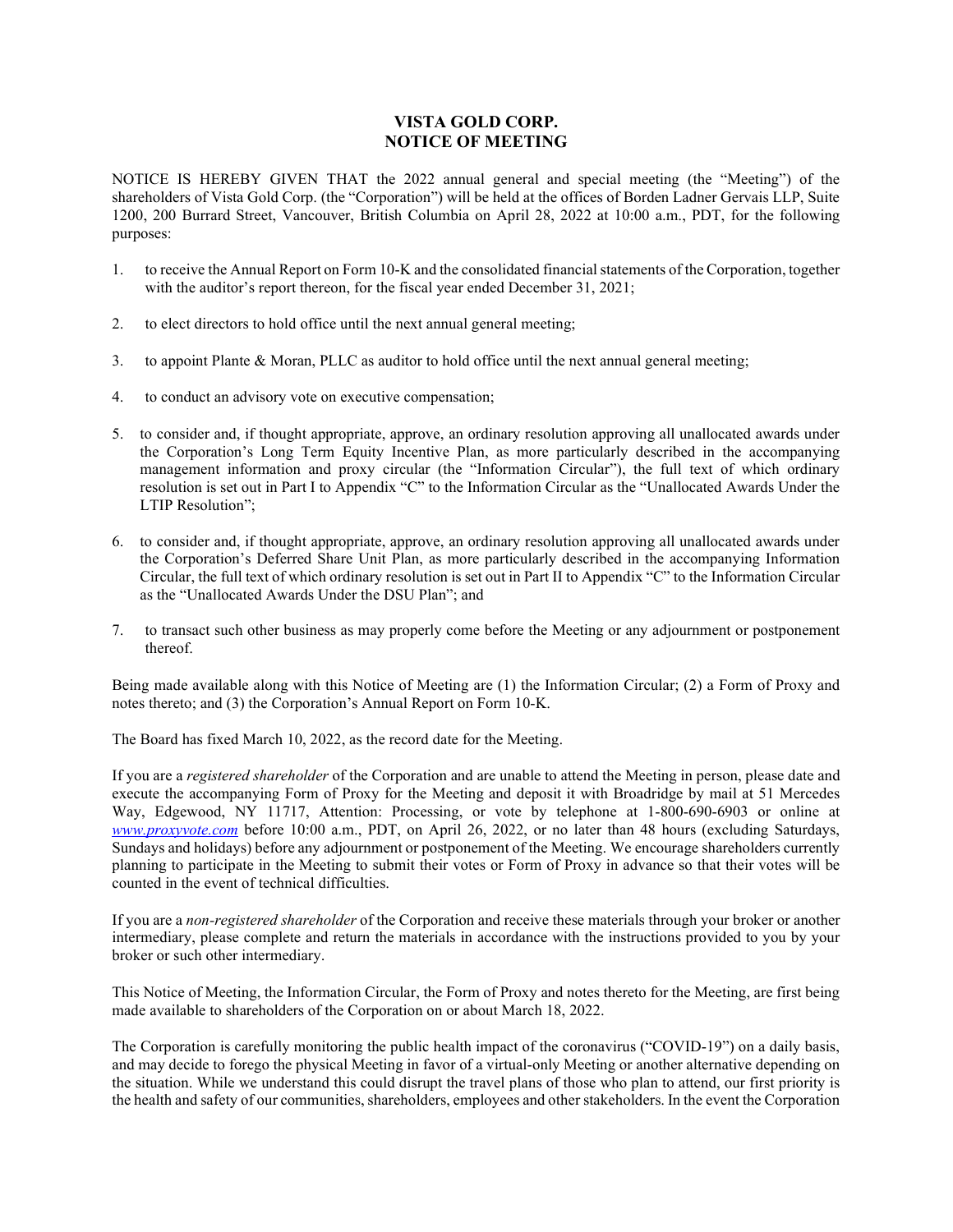# VISTA GOLD CORP.
# NOTICE OF MEETING

NOTICE IS HEREBY GIVEN THAT the 2022 annual general and special meeting (the "Meeting") of the shareholders of Vista Gold Corp. (the "Corporation") will be held at the offices of Borden Ladner Gervais LLP, Suite 1200, 200 Burrard Street, Vancouver, British Columbia on April 28, 2022 at 10:00 a.m., PDT, for the following purposes:

1. to receive the Annual Report on Form 10-K and the consolidated financial statements of the Corporation, together with the auditor's report thereon, for the fiscal year ended December 31, 2021;

2. to elect directors to hold office until the next annual general meeting;

3. to appoint Plante & Moran, PLLC as auditor to hold office until the next annual general meeting;

4. to conduct an advisory vote on executive compensation;

5. to consider and, if thought appropriate, approve, an ordinary resolution approving all unallocated awards under the Corporation's Long Term Equity Incentive Plan, as more particularly described in the accompanying management information and proxy circular (the "Information Circular"), the full text of which ordinary resolution is set out in Part I to Appendix "C" to the Information Circular as the "Unallocated Awards Under the LTIP Resolution";

6. to consider and, if thought appropriate, approve, an ordinary resolution approving all unallocated awards under the Corporation's Deferred Share Unit Plan, as more particularly described in the accompanying Information Circular, the full text of which ordinary resolution is set out in Part II to Appendix "C" to the Information Circular as the "Unallocated Awards Under the DSU Plan"; and

7. to transact such other business as may properly come before the Meeting or any adjournment or postponement thereof.

Being made available along with this Notice of Meeting are (1) the Information Circular; (2) a Form of Proxy and notes thereto; and (3) the Corporation's Annual Report on Form 10-K.

The Board has fixed March 10, 2022, as the record date for the Meeting.

If you are a *registered shareholder* of the Corporation and are unable to attend the Meeting in person, please date and execute the accompanying Form of Proxy for the Meeting and deposit it with Broadridge by mail at 51 Mercedes Way, Edgewood, NY 11717, Attention: Processing, or vote by telephone at 1-800-690-6903 or online at *www.proxyvote.com* before 10:00 a.m., PDT, on April 26, 2022, or no later than 48 hours (excluding Saturdays, Sundays and holidays) before any adjournment or postponement of the Meeting. We encourage shareholders currently planning to participate in the Meeting to submit their votes or Form of Proxy in advance so that their votes will be counted in the event of technical difficulties.

If you are a *non-registered shareholder* of the Corporation and receive these materials through your broker or another intermediary, please complete and return the materials in accordance with the instructions provided to you by your broker or such other intermediary.

This Notice of Meeting, the Information Circular, the Form of Proxy and notes thereto for the Meeting, are first being made available to shareholders of the Corporation on or about March 18, 2022.

The Corporation is carefully monitoring the public health impact of the coronavirus ("COVID-19") on a daily basis, and may decide to forego the physical Meeting in favor of a virtual-only Meeting or another alternative depending on the situation. While we understand this could disrupt the travel plans of those who plan to attend, our first priority is the health and safety of our communities, shareholders, employees and other stakeholders. In the event the Corporation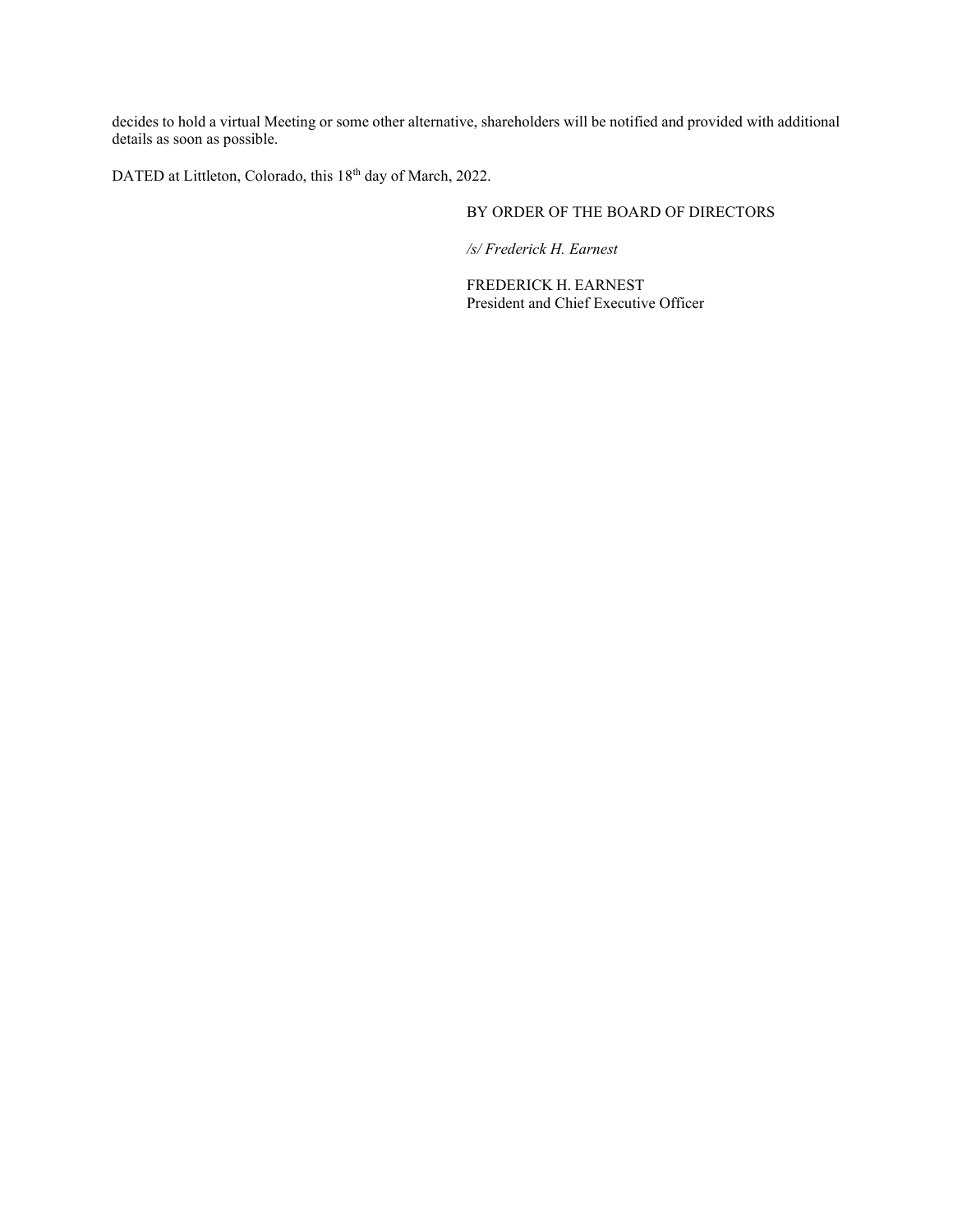decides to hold a virtual Meeting or some other alternative, shareholders will be notified and provided with additional details as soon as possible.

DATED at Littleton, Colorado, this 18th day of March, 2022.

BY ORDER OF THE BOARD OF DIRECTORS

*/s/ Frederick H. Earnest*

FREDERICK H. EARNEST
President and Chief Executive Officer